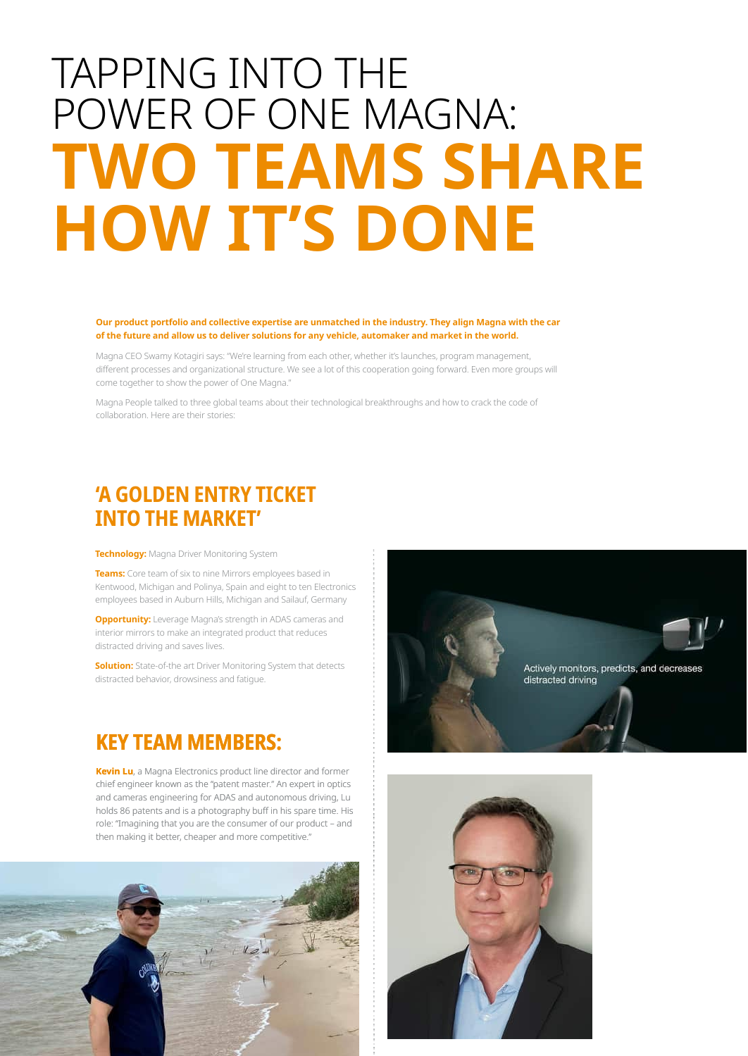# TAPPING INTO THE POWER OF ONE MAGNA: **TWO TEAMS SHARE HOW IT'S DONE**

**Our product portfolio and collective expertise are unmatched in the industry. They align Magna with the car of the future and allow us to deliver solutions for any vehicle, automaker and market in the world.**

Magna CEO Swamy Kotagiri says: "We're learning from each other, whether it's launches, program management, different processes and organizational structure. We see a lot of this cooperation going forward. Even more groups will come together to show the power of One Magna."

Magna People talked to three global teams about their technological breakthroughs and how to crack the code of collaboration. Here are their stories:

## 'A GOLDEN ENTRY TICKET INTO THE MARKET'

**Technology:** Magna Driver Monitoring System

**Teams:** Core team of six to nine Mirrors employees based in Kentwood, Michigan and Polinya, Spain and eight to ten Electronics employees based in Auburn Hills, Michigan and Sailauf, Germany

**Opportunity:** Leverage Magna's strength in ADAS cameras and interior mirrors to make an integrated product that reduces distracted driving and saves lives.

**Solution:** State-of-the art Driver Monitoring System that detects distracted behavior, drowsiness and fatigue.

Actively monitors, predicts, and decreases distracted driving

## KEY TEAM MEMBERS:

**Kevin Lu**, a Magna Electronics product line director and former chief engineer known as the "patent master." An expert in optics and cameras engineering for ADAS and autonomous driving, Lu holds 86 patents and is a photography buff in his spare time. His role: "Imagining that you are the consumer of our product – and then making it better, cheaper and more competitive."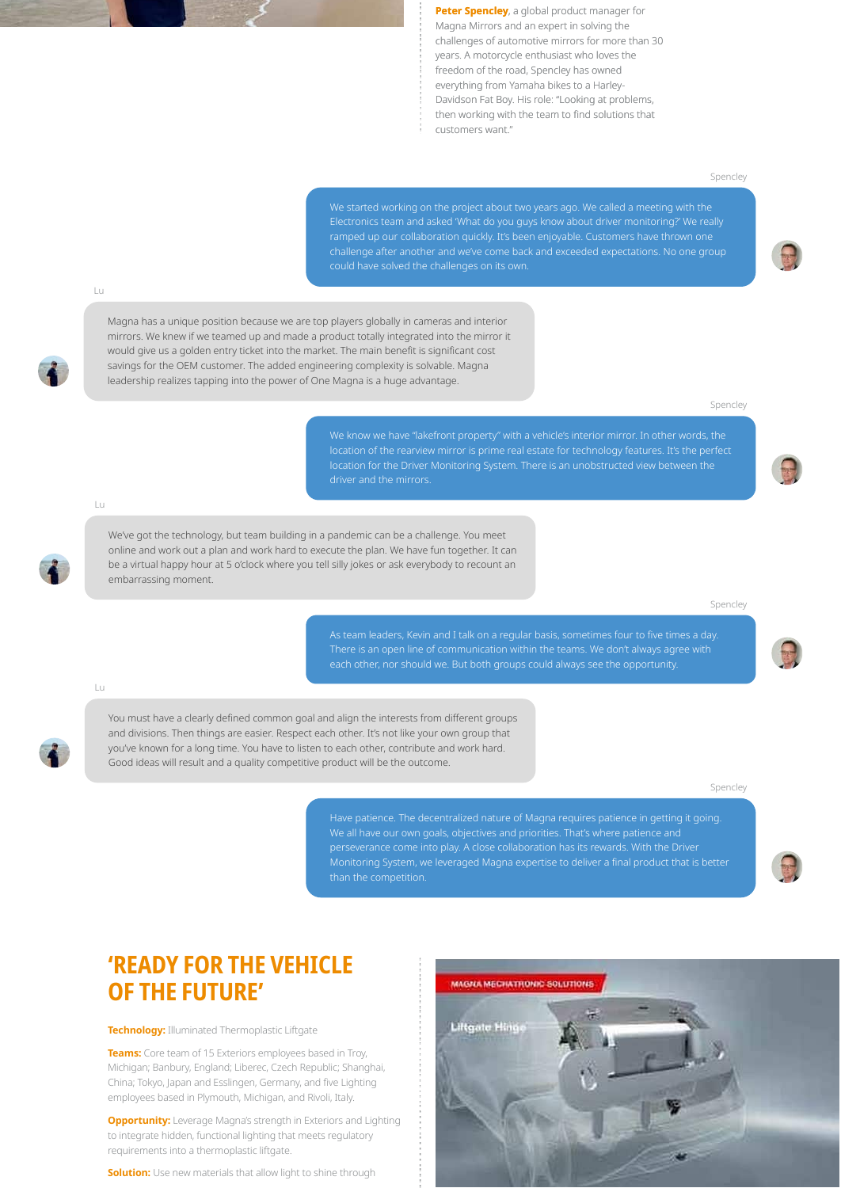**Peter Spencley**, a global product manager for Magna Mirrors and an expert in solving the challenges of automotive mirrors for more than 30 years. A motorcycle enthusiast who loves the freedom of the road, Spencley has owned everything from Yamaha bikes to a Harley-Davidson Fat Boy. His role: "Looking at problems, then working with the team to find solutions that customers want."

**Spencley**

We started working on the project about two years ago. We called a meeting with the Electronics team and asked 'What do you guys know about driver monitoring?' We really ramped up our collaboration quickly. It's been enjoyable. Customers have thrown one challenge after another and we've come back and exceeded expectations. No one group could have solved the challenges on its own.

**Lu**

Magna has a unique position because we are top players globally in cameras and interior mirrors. We knew if we teamed up and made a product totally integrated into the mirror it would give us a golden entry ticket into the market. The main benefit is significant cost savings for the OEM customer. The added engineering complexity is solvable. Magna leadership realizes tapping into the power of One Magna is a huge advantage.

**Spencley**

We know we have "lakefront property" with a vehicle's interior mirror. In other words, the location of the rearview mirror is prime real estate for technology features. It's the perfect location for the Driver Monitoring System. There is an unobstructed view between the driver and the mirrors.

**Lu**

We've got the technology, but team building in a pandemic can be a challenge. You meet online and work out a plan and work hard to execute the plan. We have fun together. It can be a virtual happy hour at 5 o'clock where you tell silly jokes or ask everybody to recount an embarrassing moment.

**Spencley**

As team leaders, Kevin and I talk on a regular basis, sometimes four to five times a day. There is an open line of communication within the teams. We don't always agree with each other, nor should we. But both groups could always see the opportunity.

**Lu**

You must have a clearly defined common goal and align the interests from different groups and divisions. Then things are easier. Respect each other. It's not like your own group that you've known for a long time. You have to listen to each other, contribute and work hard. Good ideas will result and a quality competitive product will be the outcome.

**Spencley**

Have patience. The decentralized nature of Magna requires patience in getting it going. We all have our own goals, objectives and priorities. That's where patience and perseverance come into play. A close collaboration has its rewards. With the Driver Monitoring System, we leveraged Magna expertise to deliver a final product that is better than the competition.

## 'READY FOR THE VEHICLE OF THE FUTURE'

**Technology:** Illuminated Thermoplastic Liftgate

**Teams:** Core team of 15 Exteriors employees based in Troy, Michigan; Banbury, England; Liberec, Czech Republic; Shanghai, China; Tokyo, Japan and Esslingen, Germany, and five Lighting employees based in Plymouth, Michigan, and Rivoli, Italy.

**Opportunity:** Leverage Magna's strength in Exteriors and Lighting to integrate hidden, functional lighting that meets regulatory requirements into a thermoplastic liftgate.

**Solution:** Use new materials that allow light to shine through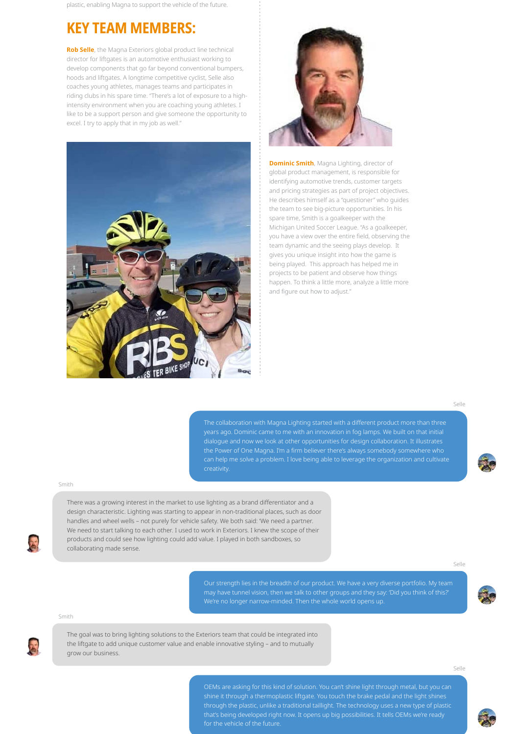plastic, enabling Magna to support the vehicle of the future.

## KEY TEAM MEMBERS:

**Rob Selle**, the Magna Exteriors global product line technical director for liftgates is an automotive enthusiast working to develop components that go far beyond conventional bumpers, hoods and liftgates. A longtime competitive cyclist, Selle also coaches young athletes, manages teams and participates in riding clubs in his spare time. "There's a lot of exposure to a high-intensity environment when you are coaching young athletes. I like to be a support person and give someone the opportunity to excel. I try to apply that in my job as well."

**Dominic Smith**, Magna Lighting, director of global product management, is responsible for identifying automotive trends, customer targets and pricing strategies as part of project objectives. He describes himself as a "questioner" who guides the team to see big-picture opportunities. In his spare time, Smith is a goalkeeper with the Michigan United Soccer League. "As a goalkeeper, you have a view over the entire field, observing the team dynamic and the seeing plays develop. It gives you unique insight into how the game is being played. This approach has helped me in projects to be patient and observe how things happen. To think a little more, analyze a little more and figure out how to adjust."

Selle

The collaboration with Magna Lighting started with a different product more than three years ago. Dominic came to me with an innovation in fog lamps. We built on that initial dialogue and now we look at other opportunities for design collaboration. It illustrates the Power of One Magna. I'm a firm believer there's always somebody somewhere who can help me solve a problem. I love being able to leverage the organization and cultivate creativity.

Smith

There was a growing interest in the market to use lighting as a brand differentiator and a design characteristic. Lighting was starting to appear in non-traditional places, such as door handles and wheel wells – not purely for vehicle safety. We both said: 'We need a partner. We need to start talking to each other. I used to work in Exteriors. I knew the scope of their products and could see how lighting could add value. I played in both sandboxes, so collaborating made sense.

Selle

Our strength lies in the breadth of our product. We have a very diverse portfolio. My team may have tunnel vision, then we talk to other groups and they say: 'Did you think of this?' We're no longer narrow-minded. Then the whole world opens up.

Smith

The goal was to bring lighting solutions to the Exteriors team that could be integrated into the liftgate to add unique customer value and enable innovative styling – and to mutually grow our business.

Selle

OEMs are asking for this kind of solution. You can't shine light through metal, but you can shine it through a thermoplastic liftgate. You touch the brake pedal and the light shines through the plastic, unlike a traditional taillight. The technology uses a new type of plastic that's being developed right now. It opens up big possibilities. It tells OEMs we're ready for the vehicle of the future.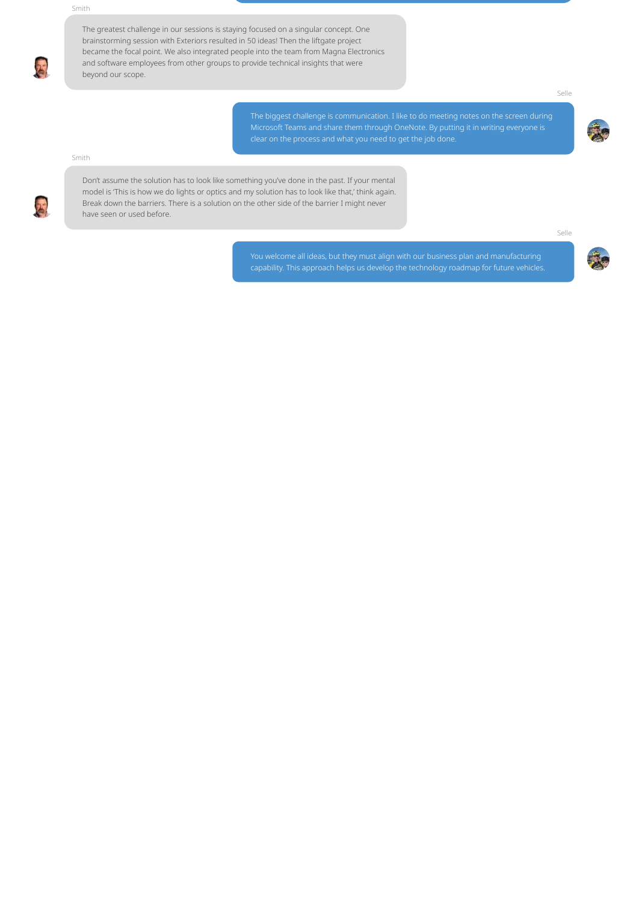Smith

The greatest challenge in our sessions is staying focused on a singular concept. One brainstorming session with Exteriors resulted in 50 ideas! Then the liftgate project became the focal point. We also integrated people into the team from Magna Electronics and software employees from other groups to provide technical insights that were beyond our scope.

Selle

The biggest challenge is communication. I like to do meeting notes on the screen during Microsoft Teams and share them through OneNote. By putting it in writing everyone is clear on the process and what you need to get the job done.

Smith

Don't assume the solution has to look like something you've done in the past. If your mental model is 'This is how we do lights or optics and my solution has to look like that,' think again. Break down the barriers. There is a solution on the other side of the barrier I might never have seen or used before.

Selle

You welcome all ideas, but they must align with our business plan and manufacturing capability. This approach helps us develop the technology roadmap for future vehicles.